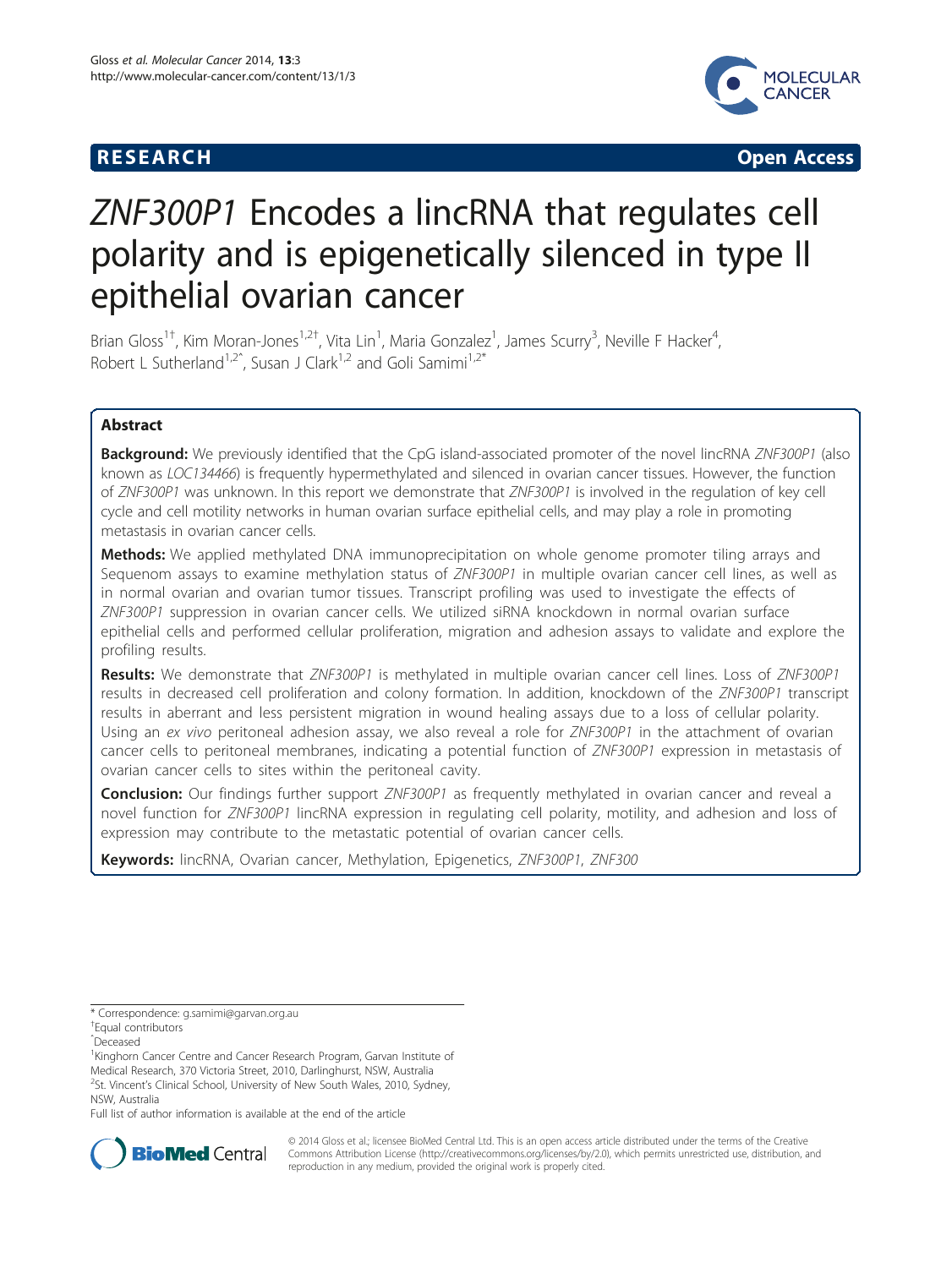**RESEARCH** **Open Access**

# *ZNF300P1* Encodes a lincRNA that regulates cell polarity and is epigenetically silenced in type II epithelial ovarian cancer

Brian Gloss[1†], Kim Moran-Jones[1,2†], Vita Lin[1], Maria Gonzalez[1], James Scurry[3], Neville F Hacker[4], Robert L Sutherland[1,2^], Susan J Clark[1,2] and Goli Samimi[1,2*]

## Abstract

**Background:** We previously identified that the CpG island-associated promoter of the novel lincRNA *ZNF300P1* (also known as *LOC134466*) is frequently hypermethylated and silenced in ovarian cancer tissues. However, the function of *ZNF300P1* was unknown. In this report we demonstrate that *ZNF300P1* is involved in the regulation of key cell cycle and cell motility networks in human ovarian surface epithelial cells, and may play a role in promoting metastasis in ovarian cancer cells.

**Methods:** We applied methylated DNA immunoprecipitation on whole genome promoter tiling arrays and Sequenom assays to examine methylation status of *ZNF300P1* in multiple ovarian cancer cell lines, as well as in normal ovarian and ovarian tumor tissues. Transcript profiling was used to investigate the effects of *ZNF300P1* suppression in ovarian cancer cells. We utilized siRNA knockdown in normal ovarian surface epithelial cells and performed cellular proliferation, migration and adhesion assays to validate and explore the profiling results.

**Results:** We demonstrate that *ZNF300P1* is methylated in multiple ovarian cancer cell lines. Loss of *ZNF300P1* results in decreased cell proliferation and colony formation. In addition, knockdown of the *ZNF300P1* transcript results in aberrant and less persistent migration in wound healing assays due to a loss of cellular polarity. Using an *ex vivo* peritoneal adhesion assay, we also reveal a role for *ZNF300P1* in the attachment of ovarian cancer cells to peritoneal membranes, indicating a potential function of *ZNF300P1* expression in metastasis of ovarian cancer cells to sites within the peritoneal cavity.

**Conclusion:** Our findings further support *ZNF300P1* as frequently methylated in ovarian cancer and reveal a novel function for *ZNF300P1* lincRNA expression in regulating cell polarity, motility, and adhesion and loss of expression may contribute to the metastatic potential of ovarian cancer cells.

**Keywords:** lincRNA, Ovarian cancer, Methylation, Epigenetics, *ZNF300P1*, *ZNF300*

---

\* Correspondence: g.samimi@garvan.org.au
†Equal contributors
^Deceased
[1]Kinghorn Cancer Centre and Cancer Research Program, Garvan Institute of Medical Research, 370 Victoria Street, 2010, Darlinghurst, NSW, Australia
[2]St. Vincent's Clinical School, University of New South Wales, 2010, Sydney, NSW, Australia
Full list of author information is available at the end of the article

© 2014 Gloss et al.; licensee BioMed Central Ltd. This is an open access article distributed under the terms of the Creative Commons Attribution License (http://creativecommons.org/licenses/by/2.0), which permits unrestricted use, distribution, and reproduction in any medium, provided the original work is properly cited.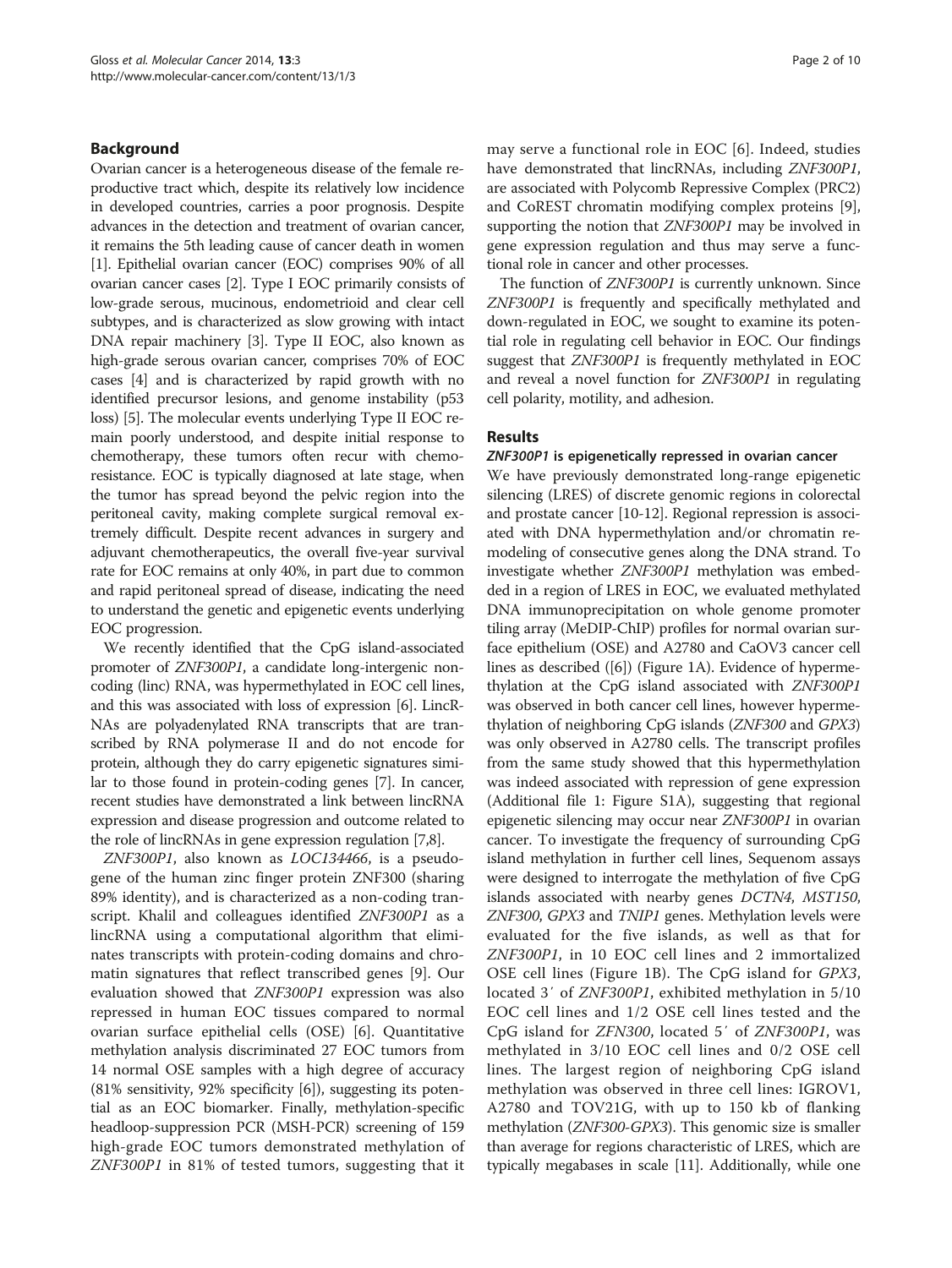## Background

Ovarian cancer is a heterogeneous disease of the female reproductive tract which, despite its relatively low incidence in developed countries, carries a poor prognosis. Despite advances in the detection and treatment of ovarian cancer, it remains the 5th leading cause of cancer death in women [1]. Epithelial ovarian cancer (EOC) comprises 90% of all ovarian cancer cases [2]. Type I EOC primarily consists of low-grade serous, mucinous, endometrioid and clear cell subtypes, and is characterized as slow growing with intact DNA repair machinery [3]. Type II EOC, also known as high-grade serous ovarian cancer, comprises 70% of EOC cases [4] and is characterized by rapid growth with no identified precursor lesions, and genome instability (p53 loss) [5]. The molecular events underlying Type II EOC remain poorly understood, and despite initial response to chemotherapy, these tumors often recur with chemoresistance. EOC is typically diagnosed at late stage, when the tumor has spread beyond the pelvic region into the peritoneal cavity, making complete surgical removal extremely difficult. Despite recent advances in surgery and adjuvant chemotherapeutics, the overall five-year survival rate for EOC remains at only 40%, in part due to common and rapid peritoneal spread of disease, indicating the need to understand the genetic and epigenetic events underlying EOC progression.

We recently identified that the CpG island-associated promoter of *ZNF300P1*, a candidate long-intergenic non-coding (linc) RNA, was hypermethylated in EOC cell lines, and this was associated with loss of expression [6]. LincRNAs are polyadenylated RNA transcripts that are transcribed by RNA polymerase II and do not encode for protein, although they do carry epigenetic signatures similar to those found in protein-coding genes [7]. In cancer, recent studies have demonstrated a link between lincRNA expression and disease progression and outcome related to the role of lincRNAs in gene expression regulation [7,8].

*ZNF300P1*, also known as *LOC134466*, is a pseudogene of the human zinc finger protein ZNF300 (sharing 89% identity), and is characterized as a non-coding transcript. Khalil and colleagues identified *ZNF300P1* as a lincRNA using a computational algorithm that eliminates transcripts with protein-coding domains and chromatin signatures that reflect transcribed genes [9]. Our evaluation showed that *ZNF300P1* expression was also repressed in human EOC tissues compared to normal ovarian surface epithelial cells (OSE) [6]. Quantitative methylation analysis discriminated 27 EOC tumors from 14 normal OSE samples with a high degree of accuracy (81% sensitivity, 92% specificity [6]), suggesting its potential as an EOC biomarker. Finally, methylation-specific headloop-suppression PCR (MSH-PCR) screening of 159 high-grade EOC tumors demonstrated methylation of *ZNF300P1* in 81% of tested tumors, suggesting that it may serve a functional role in EOC [6]. Indeed, studies have demonstrated that lincRNAs, including *ZNF300P1*, are associated with Polycomb Repressive Complex (PRC2) and CoREST chromatin modifying complex proteins [9], supporting the notion that *ZNF300P1* may be involved in gene expression regulation and thus may serve a functional role in cancer and other processes.

The function of *ZNF300P1* is currently unknown. Since *ZNF300P1* is frequently and specifically methylated and down-regulated in EOC, we sought to examine its potential role in regulating cell behavior in EOC. Our findings suggest that *ZNF300P1* is frequently methylated in EOC and reveal a novel function for *ZNF300P1* in regulating cell polarity, motility, and adhesion.

## Results

### *ZNF300P1* is epigenetically repressed in ovarian cancer

We have previously demonstrated long-range epigenetic silencing (LRES) of discrete genomic regions in colorectal and prostate cancer [10-12]. Regional repression is associated with DNA hypermethylation and/or chromatin remodeling of consecutive genes along the DNA strand. To investigate whether *ZNF300P1* methylation was embedded in a region of LRES in EOC, we evaluated methylated DNA immunoprecipitation on whole genome promoter tiling array (MeDIP-ChIP) profiles for normal ovarian surface epithelium (OSE) and A2780 and CaOV3 cancer cell lines as described ([6]) (Figure 1A). Evidence of hypermethylation at the CpG island associated with *ZNF300P1* was observed in both cancer cell lines, however hypermethylation of neighboring CpG islands (*ZNF300* and *GPX3*) was only observed in A2780 cells. The transcript profiles from the same study showed that this hypermethylation was indeed associated with repression of gene expression (Additional file 1: Figure S1A), suggesting that regional epigenetic silencing may occur near *ZNF300P1* in ovarian cancer. To investigate the frequency of surrounding CpG island methylation in further cell lines, Sequenom assays were designed to interrogate the methylation of five CpG islands associated with nearby genes *DCTN4*, *MST150*, *ZNF300*, *GPX3* and *TNIP1* genes. Methylation levels were evaluated for the five islands, as well as that for *ZNF300P1*, in 10 EOC cell lines and 2 immortalized OSE cell lines (Figure 1B). The CpG island for *GPX3*, located 3′ of *ZNF300P1*, exhibited methylation in 5/10 EOC cell lines and 1/2 OSE cell lines tested and the CpG island for *ZFN300*, located 5′ of *ZNF300P1*, was methylated in 3/10 EOC cell lines and 0/2 OSE cell lines. The largest region of neighboring CpG island methylation was observed in three cell lines: IGROV1, A2780 and TOV21G, with up to 150 kb of flanking methylation (*ZNF300-GPX3*). This genomic size is smaller than average for regions characteristic of LRES, which are typically megabases in scale [11]. Additionally, while one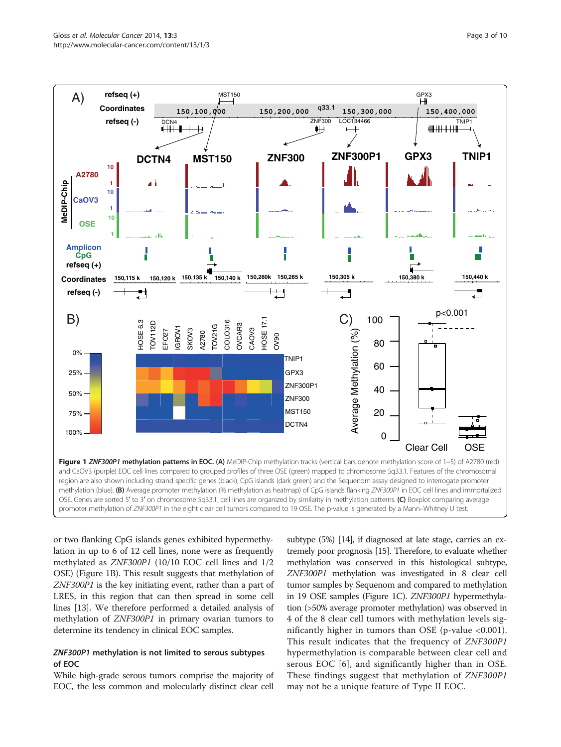**Figure 1** ***ZNF300P1*** **methylation patterns in EOC. (A)** MeDIP-Chip methylation tracks (vertical bars denote methylation score of 1–5) of A2780 (red) and CaOV3 (purple) EOC cell lines compared to grouped profiles of three OSE (green) mapped to chromosome 5q33.1. Features of the chromosomal region are also shown including strand specific genes (black), CpG islands (dark green) and the Sequenom assay designed to interrogate promoter methylation (blue). **(B)** Average promoter methylation (% methylation as heatmap) of CpG islands flanking *ZNF300P1* in EOC cell lines and immortalized OSE. Genes are sorted 5′ to 3′ on chromosome 5q33.1, cell lines are organized by similarity in methylation patterns. **(C)** Boxplot comparing average promoter methylation of *ZNF300P1* in the eight clear cell tumors compared to 19 OSE. The p-value is generated by a Mann–Whitney U test.

or two flanking CpG islands genes exhibited hypermethylation in up to 6 of 12 cell lines, none were as frequently methylated as *ZNF300P1* (10/10 EOC cell lines and 1/2 OSE) (Figure 1B). This result suggests that methylation of *ZNF300P1* is the key initiating event, rather than a part of LRES, in this region that can then spread in some cell lines [13]. We therefore performed a detailed analysis of methylation of *ZNF300P1* in primary ovarian tumors to determine its tendency in clinical EOC samples.

### *ZNF300P1* methylation is not limited to serous subtypes of EOC

While high-grade serous tumors comprise the majority of EOC, the less common and molecularly distinct clear cell subtype (5%) [14], if diagnosed at late stage, carries an extremely poor prognosis [15]. Therefore, to evaluate whether methylation was conserved in this histological subtype, *ZNF300P1* methylation was investigated in 8 clear cell tumor samples by Sequenom and compared to methylation in 19 OSE samples (Figure 1C). *ZNF300P1* hypermethylation (>50% average promoter methylation) was observed in 4 of the 8 clear cell tumors with methylation levels significantly higher in tumors than OSE (p-value <0.001). This result indicates that the frequency of *ZNF300P1* hypermethylation is comparable between clear cell and serous EOC [6], and significantly higher than in OSE. These findings suggest that methylation of *ZNF300P1* may not be a unique feature of Type II EOC.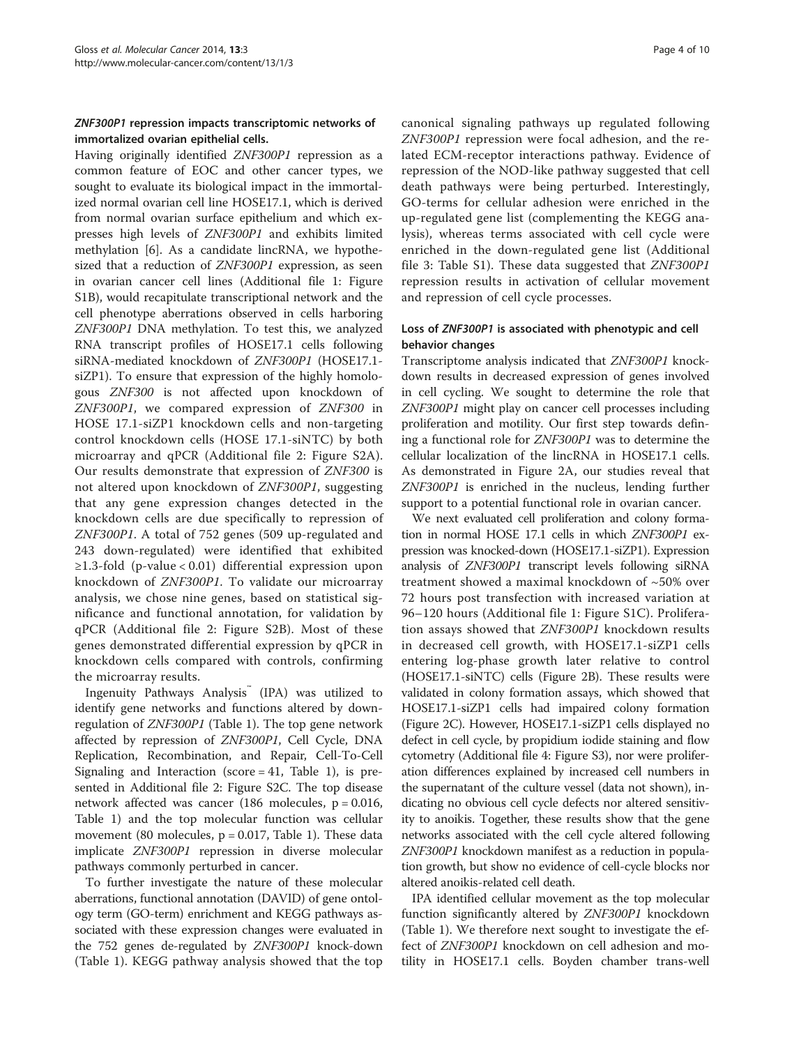### *ZNF300P1* repression impacts transcriptomic networks of immortalized ovarian epithelial cells.

Having originally identified *ZNF300P1* repression as a common feature of EOC and other cancer types, we sought to evaluate its biological impact in the immortalized normal ovarian cell line HOSE17.1, which is derived from normal ovarian surface epithelium and which expresses high levels of *ZNF300P1* and exhibits limited methylation [6]. As a candidate lincRNA, we hypothesized that a reduction of *ZNF300P1* expression, as seen in ovarian cancer cell lines (Additional file 1: Figure S1B), would recapitulate transcriptional network and the cell phenotype aberrations observed in cells harboring *ZNF300P1* DNA methylation. To test this, we analyzed RNA transcript profiles of HOSE17.1 cells following siRNA-mediated knockdown of *ZNF300P1* (HOSE17.1-siZP1). To ensure that expression of the highly homologous *ZNF300* is not affected upon knockdown of *ZNF300P1*, we compared expression of *ZNF300* in HOSE 17.1-siZP1 knockdown cells and non-targeting control knockdown cells (HOSE 17.1-siNTC) by both microarray and qPCR (Additional file 2: Figure S2A). Our results demonstrate that expression of *ZNF300* is not altered upon knockdown of *ZNF300P1*, suggesting that any gene expression changes detected in the knockdown cells are due specifically to repression of *ZNF300P1*. A total of 752 genes (509 up-regulated and 243 down-regulated) were identified that exhibited ≥1.3-fold ($p$-value < 0.01) differential expression upon knockdown of *ZNF300P1*. To validate our microarray analysis, we chose nine genes, based on statistical significance and functional annotation, for validation by qPCR (Additional file 2: Figure S2B). Most of these genes demonstrated differential expression by qPCR in knockdown cells compared with controls, confirming the microarray results.

Ingenuity Pathways Analysis™ (IPA) was utilized to identify gene networks and functions altered by down-regulation of *ZNF300P1* (Table 1). The top gene network affected by repression of *ZNF300P1*, Cell Cycle, DNA Replication, Recombination, and Repair, Cell-To-Cell Signaling and Interaction (score = 41, Table 1), is presented in Additional file 2: Figure S2C. The top disease network affected was cancer (186 molecules, $p = 0.016$, Table 1) and the top molecular function was cellular movement (80 molecules, $p = 0.017$, Table 1). These data implicate *ZNF300P1* repression in diverse molecular pathways commonly perturbed in cancer.

To further investigate the nature of these molecular aberrations, functional annotation (DAVID) of gene ontology term (GO-term) enrichment and KEGG pathways associated with these expression changes were evaluated in the 752 genes de-regulated by *ZNF300P1* knock-down (Table 1). KEGG pathway analysis showed that the top canonical signaling pathways up regulated following *ZNF300P1* repression were focal adhesion, and the related ECM-receptor interactions pathway. Evidence of repression of the NOD-like pathway suggested that cell death pathways were being perturbed. Interestingly, GO-terms for cellular adhesion were enriched in the up-regulated gene list (complementing the KEGG analysis), whereas terms associated with cell cycle were enriched in the down-regulated gene list (Additional file 3: Table S1). These data suggested that *ZNF300P1* repression results in activation of cellular movement and repression of cell cycle processes.

### Loss of *ZNF300P1* is associated with phenotypic and cell behavior changes

Transcriptome analysis indicated that *ZNF300P1* knockdown results in decreased expression of genes involved in cell cycling. We sought to determine the role that *ZNF300P1* might play on cancer cell processes including proliferation and motility. Our first step towards defining a functional role for *ZNF300P1* was to determine the cellular localization of the lincRNA in HOSE17.1 cells. As demonstrated in Figure 2A, our studies reveal that *ZNF300P1* is enriched in the nucleus, lending further support to a potential functional role in ovarian cancer.

We next evaluated cell proliferation and colony formation in normal HOSE 17.1 cells in which *ZNF300P1* expression was knocked-down (HOSE17.1-siZP1). Expression analysis of *ZNF300P1* transcript levels following siRNA treatment showed a maximal knockdown of ~50% over 72 hours post transfection with increased variation at 96–120 hours (Additional file 1: Figure S1C). Proliferation assays showed that *ZNF300P1* knockdown results in decreased cell growth, with HOSE17.1-siZP1 cells entering log-phase growth later relative to control (HOSE17.1-siNTC) cells (Figure 2B). These results were validated in colony formation assays, which showed that HOSE17.1-siZP1 cells had impaired colony formation (Figure 2C). However, HOSE17.1-siZP1 cells displayed no defect in cell cycle, by propidium iodide staining and flow cytometry (Additional file 4: Figure S3), nor were proliferation differences explained by increased cell numbers in the supernatant of the culture vessel (data not shown), indicating no obvious cell cycle defects nor altered sensitivity to anoikis. Together, these results show that the gene networks associated with the cell cycle altered following *ZNF300P1* knockdown manifest as a reduction in population growth, but show no evidence of cell-cycle blocks nor altered anoikis-related cell death.

IPA identified cellular movement as the top molecular function significantly altered by *ZNF300P1* knockdown (Table 1). We therefore next sought to investigate the effect of *ZNF300P1* knockdown on cell adhesion and motility in HOSE17.1 cells. Boyden chamber trans-well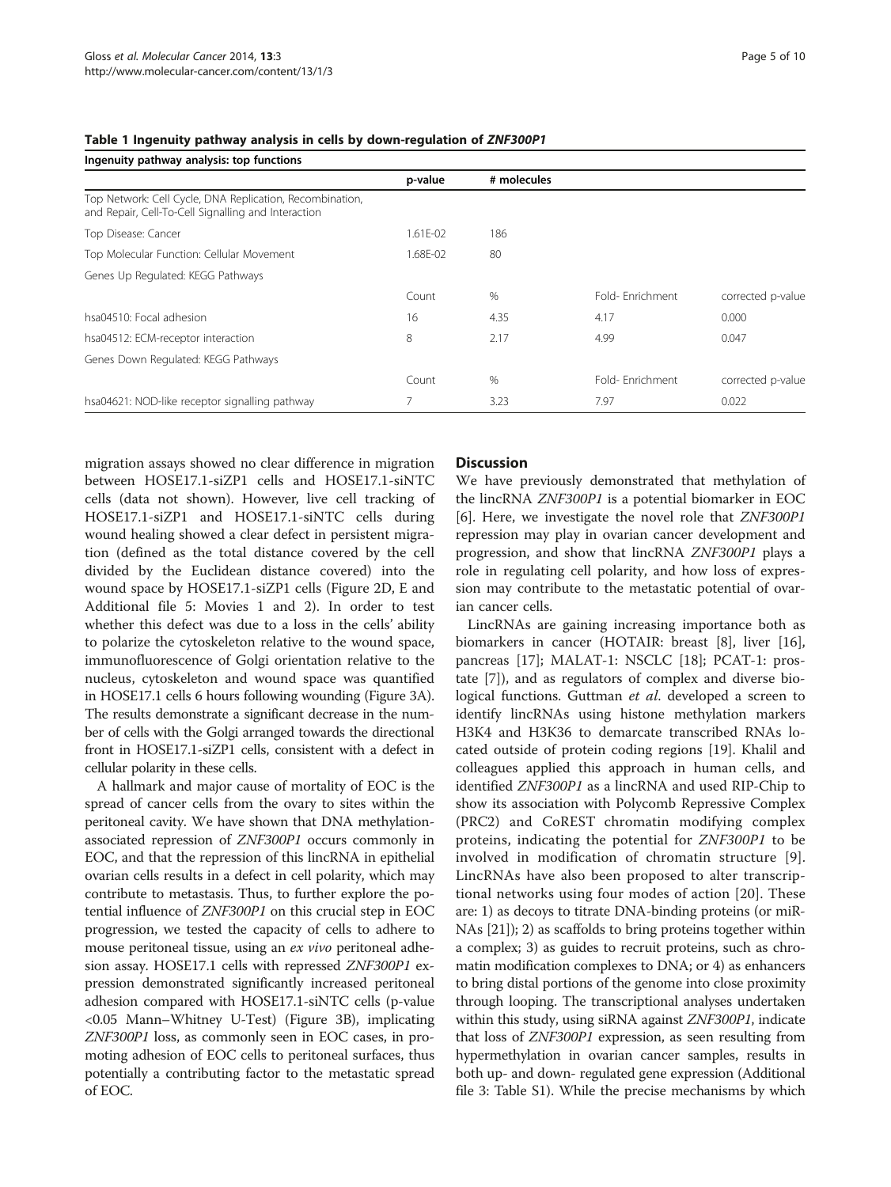**Table 1 Ingenuity pathway analysis in cells by down-regulation of *ZNF300P1***

| Ingenuity pathway analysis: top functions | | | | |
|---|---|---|---|---|
| | p-value | # molecules | | |
| Top Network: Cell Cycle, DNA Replication, Recombination, and Repair, Cell-To-Cell Signalling and Interaction | | | | |
| Top Disease: Cancer | 1.61E-02 | 186 | | |
| Top Molecular Function: Cellular Movement | 1.68E-02 | 80 | | |
| Genes Up Regulated: KEGG Pathways | | | | |
| | Count | % | Fold- Enrichment | corrected p-value |
| hsa04510: Focal adhesion | 16 | 4.35 | 4.17 | 0.000 |
| hsa04512: ECM-receptor interaction | 8 | 2.17 | 4.99 | 0.047 |
| Genes Down Regulated: KEGG Pathways | | | | |
| | Count | % | Fold- Enrichment | corrected p-value |
| hsa04621: NOD-like receptor signalling pathway | 7 | 3.23 | 7.97 | 0.022 |

migration assays showed no clear difference in migration between HOSE17.1-siZP1 cells and HOSE17.1-siNTC cells (data not shown). However, live cell tracking of HOSE17.1-siZP1 and HOSE17.1-siNTC cells during wound healing showed a clear defect in persistent migration (defined as the total distance covered by the cell divided by the Euclidean distance covered) into the wound space by HOSE17.1-siZP1 cells (Figure 2D, E and Additional file 5: Movies 1 and 2). In order to test whether this defect was due to a loss in the cells' ability to polarize the cytoskeleton relative to the wound space, immunofluorescence of Golgi orientation relative to the nucleus, cytoskeleton and wound space was quantified in HOSE17.1 cells 6 hours following wounding (Figure 3A). The results demonstrate a significant decrease in the number of cells with the Golgi arranged towards the directional front in HOSE17.1-siZP1 cells, consistent with a defect in cellular polarity in these cells.

A hallmark and major cause of mortality of EOC is the spread of cancer cells from the ovary to sites within the peritoneal cavity. We have shown that DNA methylation-associated repression of *ZNF300P1* occurs commonly in EOC, and that the repression of this lincRNA in epithelial ovarian cells results in a defect in cell polarity, which may contribute to metastasis. Thus, to further explore the potential influence of *ZNF300P1* on this crucial step in EOC progression, we tested the capacity of cells to adhere to mouse peritoneal tissue, using an *ex vivo* peritoneal adhesion assay. HOSE17.1 cells with repressed *ZNF300P1* expression demonstrated significantly increased peritoneal adhesion compared with HOSE17.1-siNTC cells (p-value <0.05 Mann–Whitney U-Test) (Figure 3B), implicating *ZNF300P1* loss, as commonly seen in EOC cases, in promoting adhesion of EOC cells to peritoneal surfaces, thus potentially a contributing factor to the metastatic spread of EOC.

## Discussion

We have previously demonstrated that methylation of the lincRNA *ZNF300P1* is a potential biomarker in EOC [6]. Here, we investigate the novel role that *ZNF300P1* repression may play in ovarian cancer development and progression, and show that lincRNA *ZNF300P1* plays a role in regulating cell polarity, and how loss of expression may contribute to the metastatic potential of ovarian cancer cells.

LincRNAs are gaining increasing importance both as biomarkers in cancer (HOTAIR: breast [8], liver [16], pancreas [17]; MALAT-1: NSCLC [18]; PCAT-1: prostate [7]), and as regulators of complex and diverse biological functions. Guttman *et al.* developed a screen to identify lincRNAs using histone methylation markers H3K4 and H3K36 to demarcate transcribed RNAs located outside of protein coding regions [19]. Khalil and colleagues applied this approach in human cells, and identified *ZNF300P1* as a lincRNA and used RIP-Chip to show its association with Polycomb Repressive Complex (PRC2) and CoREST chromatin modifying complex proteins, indicating the potential for *ZNF300P1* to be involved in modification of chromatin structure [9]. LincRNAs have also been proposed to alter transcriptional networks using four modes of action [20]. These are: 1) as decoys to titrate DNA-binding proteins (or miRNAs [21]); 2) as scaffolds to bring proteins together within a complex; 3) as guides to recruit proteins, such as chromatin modification complexes to DNA; or 4) as enhancers to bring distal portions of the genome into close proximity through looping. The transcriptional analyses undertaken within this study, using siRNA against *ZNF300P1*, indicate that loss of *ZNF300P1* expression, as seen resulting from hypermethylation in ovarian cancer samples, results in both up- and down- regulated gene expression (Additional file 3: Table S1). While the precise mechanisms by which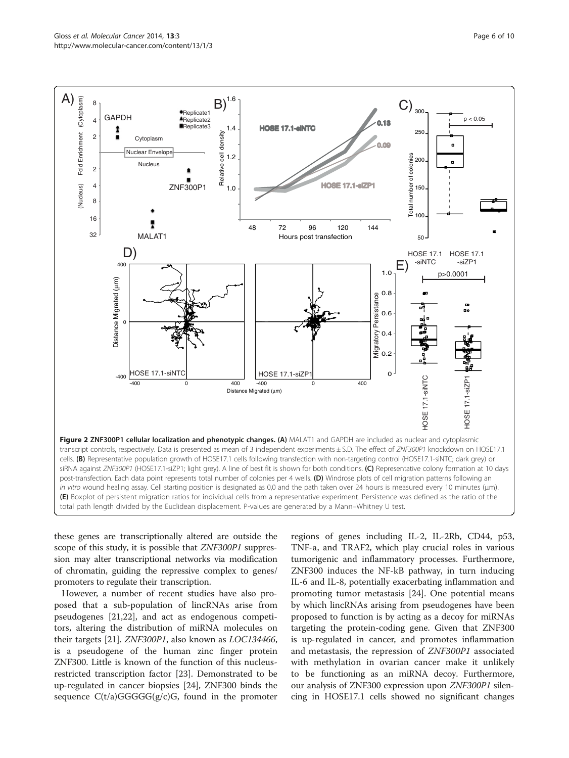**Figure 2 ZNF300P1 cellular localization and phenotypic changes. (A)** MALAT1 and GAPDH are included as nuclear and cytoplasmic transcript controls, respectively. Data is presented as mean of 3 independent experiments ± S.D. The effect of *ZNF300P1* knockdown on HOSE17.1 cells. **(B)** Representative population growth of HOSE17.1 cells following transfection with non-targeting control (HOSE17.1-siNTC; dark grey) or siRNA against *ZNF300P1* (HOSE17.1-siZP1; light grey). A line of best fit is shown for both conditions. **(C)** Representative colony formation at 10 days post-transfection. Each data point represents total number of colonies per 4 wells. **(D)** Windrose plots of cell migration patterns following an *in vitro* wound healing assay. Cell starting position is designated as 0,0 and the path taken over 24 hours is measured every 10 minutes (μm). **(E)** Boxplot of persistent migration ratios for individual cells from a representative experiment. Persistence was defined as the ratio of the total path length divided by the Euclidean displacement. P-values are generated by a Mann–Whitney U test.

these genes are transcriptionally altered are outside the scope of this study, it is possible that *ZNF300P1* suppression may alter transcriptional networks via modification of chromatin, guiding the repressive complex to genes/promoters to regulate their transcription.

However, a number of recent studies have also proposed that a sub-population of lincRNAs arise from pseudogenes [21,22], and act as endogenous competitors, altering the distribution of miRNA molecules on their targets [21]. *ZNF300P1*, also known as *LOC134466*, is a pseudogene of the human zinc finger protein ZNF300. Little is known of the function of this nucleus-restricted transcription factor [23]. Demonstrated to be up-regulated in cancer biopsies [24], ZNF300 binds the sequence C(t/a)GGGGG(g/c)G, found in the promoter regions of genes including IL-2, IL-2Rb, CD44, p53, TNF-a, and TRAF2, which play crucial roles in various tumorigenic and inflammatory processes. Furthermore, ZNF300 induces the NF-kB pathway, in turn inducing IL-6 and IL-8, potentially exacerbating inflammation and promoting tumor metastasis [24]. One potential means by which lincRNAs arising from pseudogenes have been proposed to function is by acting as a decoy for miRNAs targeting the protein-coding gene. Given that ZNF300 is up-regulated in cancer, and promotes inflammation and metastasis, the repression of *ZNF300P1* associated with methylation in ovarian cancer make it unlikely to be functioning as an miRNA decoy. Furthermore, our analysis of ZNF300 expression upon *ZNF300P1* silencing in HOSE17.1 cells showed no significant changes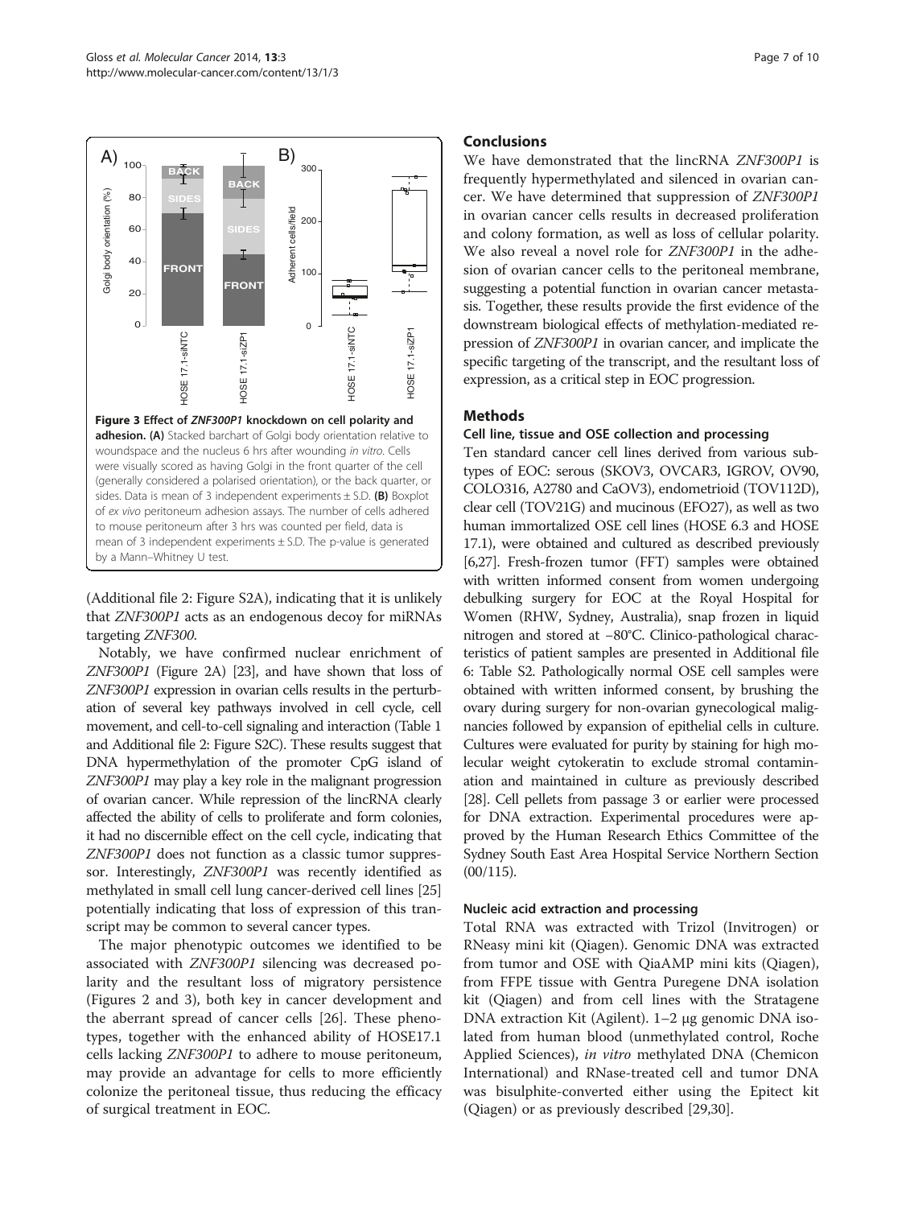Figure 3 Effect of *ZNF300P1* knockdown on cell polarity and adhesion. (A) Stacked barchart of Golgi body orientation relative to woundspace and the nucleus 6 hrs after wounding *in vitro*. Cells were visually scored as having Golgi in the front quarter of the cell (generally considered a polarised orientation), or the back quarter, or sides. Data is mean of 3 independent experiments ± S.D. (B) Boxplot of *ex vivo* peritoneum adhesion assays. The number of cells adhered to mouse peritoneum after 3 hrs was counted per field, data is mean of 3 independent experiments ± S.D. The p-value is generated by a Mann–Whitney U test.

(Additional file 2: Figure S2A), indicating that it is unlikely that *ZNF300P1* acts as an endogenous decoy for miRNAs targeting *ZNF300*.

Notably, we have confirmed nuclear enrichment of *ZNF300P1* (Figure 2A) [23], and have shown that loss of *ZNF300P1* expression in ovarian cells results in the perturbation of several key pathways involved in cell cycle, cell movement, and cell-to-cell signaling and interaction (Table 1 and Additional file 2: Figure S2C). These results suggest that DNA hypermethylation of the promoter CpG island of *ZNF300P1* may play a key role in the malignant progression of ovarian cancer. While repression of the lincRNA clearly affected the ability of cells to proliferate and form colonies, it had no discernible effect on the cell cycle, indicating that *ZNF300P1* does not function as a classic tumor suppressor. Interestingly, *ZNF300P1* was recently identified as methylated in small cell lung cancer-derived cell lines [25] potentially indicating that loss of expression of this transcript may be common to several cancer types.

The major phenotypic outcomes we identified to be associated with *ZNF300P1* silencing was decreased polarity and the resultant loss of migratory persistence (Figures 2 and 3), both key in cancer development and the aberrant spread of cancer cells [26]. These phenotypes, together with the enhanced ability of HOSE17.1 cells lacking *ZNF300P1* to adhere to mouse peritoneum, may provide an advantage for cells to more efficiently colonize the peritoneal tissue, thus reducing the efficacy of surgical treatment in EOC.

## Conclusions

We have demonstrated that the lincRNA *ZNF300P1* is frequently hypermethylated and silenced in ovarian cancer. We have determined that suppression of *ZNF300P1* in ovarian cancer cells results in decreased proliferation and colony formation, as well as loss of cellular polarity. We also reveal a novel role for *ZNF300P1* in the adhesion of ovarian cancer cells to the peritoneal membrane, suggesting a potential function in ovarian cancer metastasis. Together, these results provide the first evidence of the downstream biological effects of methylation-mediated repression of *ZNF300P1* in ovarian cancer, and implicate the specific targeting of the transcript, and the resultant loss of expression, as a critical step in EOC progression.

## Methods

### Cell line, tissue and OSE collection and processing

Ten standard cancer cell lines derived from various subtypes of EOC: serous (SKOV3, OVCAR3, IGROV, OV90, COLO316, A2780 and CaOV3), endometrioid (TOV112D), clear cell (TOV21G) and mucinous (EFO27), as well as two human immortalized OSE cell lines (HOSE 6.3 and HOSE 17.1), were obtained and cultured as described previously [6,27]. Fresh-frozen tumor (FFT) samples were obtained with written informed consent from women undergoing debulking surgery for EOC at the Royal Hospital for Women (RHW, Sydney, Australia), snap frozen in liquid nitrogen and stored at −80°C. Clinico-pathological characteristics of patient samples are presented in Additional file 6: Table S2. Pathologically normal OSE cell samples were obtained with written informed consent, by brushing the ovary during surgery for non-ovarian gynecological malignancies followed by expansion of epithelial cells in culture. Cultures were evaluated for purity by staining for high molecular weight cytokeratin to exclude stromal contamination and maintained in culture as previously described [28]. Cell pellets from passage 3 or earlier were processed for DNA extraction. Experimental procedures were approved by the Human Research Ethics Committee of the Sydney South East Area Hospital Service Northern Section (00/115).

### Nucleic acid extraction and processing

Total RNA was extracted with Trizol (Invitrogen) or RNeasy mini kit (Qiagen). Genomic DNA was extracted from tumor and OSE with QiaAMP mini kits (Qiagen), from FFPE tissue with Gentra Puregene DNA isolation kit (Qiagen) and from cell lines with the Stratagene DNA extraction Kit (Agilent). 1–2 μg genomic DNA isolated from human blood (unmethylated control, Roche Applied Sciences), *in vitro* methylated DNA (Chemicon International) and RNase-treated cell and tumor DNA was bisulphite-converted either using the Epitect kit (Qiagen) or as previously described [29,30].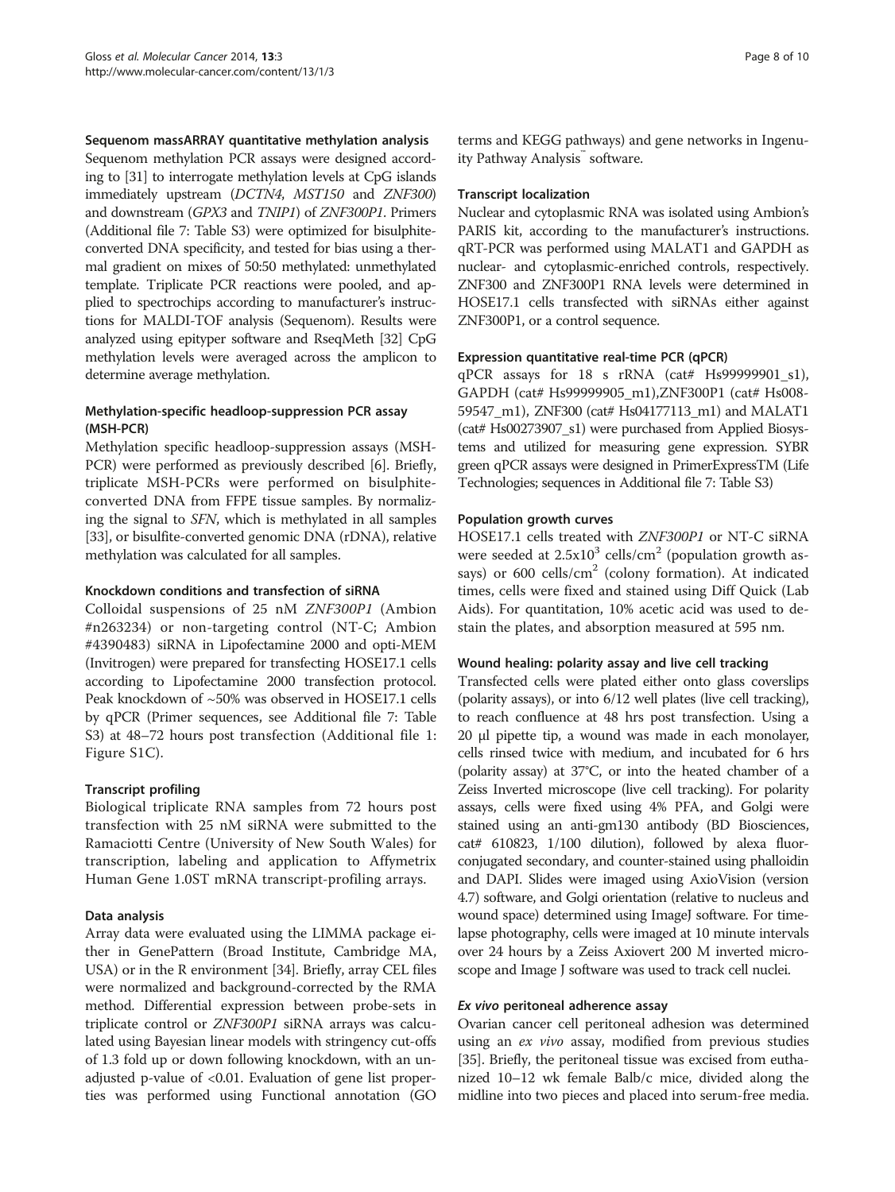### Sequenom massARRAY quantitative methylation analysis

Sequenom methylation PCR assays were designed according to [31] to interrogate methylation levels at CpG islands immediately upstream (*DCTN4*, *MST150* and *ZNF300*) and downstream (*GPX3* and *TNIP1*) of *ZNF300P1*. Primers (Additional file 7: Table S3) were optimized for bisulphite-converted DNA specificity, and tested for bias using a thermal gradient on mixes of 50:50 methylated: unmethylated template. Triplicate PCR reactions were pooled, and applied to spectrochips according to manufacturer's instructions for MALDI-TOF analysis (Sequenom). Results were analyzed using epityper software and RseqMeth [32] CpG methylation levels were averaged across the amplicon to determine average methylation.

### Methylation-specific headloop-suppression PCR assay (MSH-PCR)

Methylation specific headloop-suppression assays (MSH-PCR) were performed as previously described [6]. Briefly, triplicate MSH-PCRs were performed on bisulphite-converted DNA from FFPE tissue samples. By normalizing the signal to *SFN*, which is methylated in all samples [33], or bisulfite-converted genomic DNA (rDNA), relative methylation was calculated for all samples.

### Knockdown conditions and transfection of siRNA

Colloidal suspensions of 25 nM *ZNF300P1* (Ambion #n263234) or non-targeting control (NT-C; Ambion #4390483) siRNA in Lipofectamine 2000 and opti-MEM (Invitrogen) were prepared for transfecting HOSE17.1 cells according to Lipofectamine 2000 transfection protocol. Peak knockdown of ~50% was observed in HOSE17.1 cells by qPCR (Primer sequences, see Additional file 7: Table S3) at 48–72 hours post transfection (Additional file 1: Figure S1C).

### Transcript profiling

Biological triplicate RNA samples from 72 hours post transfection with 25 nM siRNA were submitted to the Ramaciotti Centre (University of New South Wales) for transcription, labeling and application to Affymetrix Human Gene 1.0ST mRNA transcript-profiling arrays.

### Data analysis

Array data were evaluated using the LIMMA package either in GenePattern (Broad Institute, Cambridge MA, USA) or in the R environment [34]. Briefly, array CEL files were normalized and background-corrected by the RMA method. Differential expression between probe-sets in triplicate control or *ZNF300P1* siRNA arrays was calculated using Bayesian linear models with stringency cut-offs of 1.3 fold up or down following knockdown, with an unadjusted p-value of <0.01. Evaluation of gene list properties was performed using Functional annotation (GO terms and KEGG pathways) and gene networks in Ingenuity Pathway Analysis™ software.

### Transcript localization

Nuclear and cytoplasmic RNA was isolated using Ambion's PARIS kit, according to the manufacturer's instructions. qRT-PCR was performed using MALAT1 and GAPDH as nuclear- and cytoplasmic-enriched controls, respectively. ZNF300 and ZNF300P1 RNA levels were determined in HOSE17.1 cells transfected with siRNAs either against ZNF300P1, or a control sequence.

### Expression quantitative real-time PCR (qPCR)

qPCR assays for 18 s rRNA (cat# Hs99999901_s1), GAPDH (cat# Hs99999905_m1),ZNF300P1 (cat# Hs00859547_m1), ZNF300 (cat# Hs04177113_m1) and MALAT1 (cat# Hs00273907_s1) were purchased from Applied Biosystems and utilized for measuring gene expression. SYBR green qPCR assays were designed in PrimerExpressTM (Life Technologies; sequences in Additional file 7: Table S3)

### Population growth curves

HOSE17.1 cells treated with *ZNF300P1* or NT-C siRNA were seeded at $2.5 \times 10^3$ cells/cm$^2$ (population growth assays) or 600 cells/cm$^2$ (colony formation). At indicated times, cells were fixed and stained using Diff Quick (Lab Aids). For quantitation, 10% acetic acid was used to destain the plates, and absorption measured at 595 nm.

### Wound healing: polarity assay and live cell tracking

Transfected cells were plated either onto glass coverslips (polarity assays), or into 6/12 well plates (live cell tracking), to reach confluence at 48 hrs post transfection. Using a 20 μl pipette tip, a wound was made in each monolayer, cells rinsed twice with medium, and incubated for 6 hrs (polarity assay) at 37°C, or into the heated chamber of a Zeiss Inverted microscope (live cell tracking). For polarity assays, cells were fixed using 4% PFA, and Golgi were stained using an anti-gm130 antibody (BD Biosciences, cat# 610823, 1/100 dilution), followed by alexa fluor-conjugated secondary, and counter-stained using phalloidin and DAPI. Slides were imaged using AxioVision (version 4.7) software, and Golgi orientation (relative to nucleus and wound space) determined using ImageJ software. For time-lapse photography, cells were imaged at 10 minute intervals over 24 hours by a Zeiss Axiovert 200 M inverted microscope and Image J software was used to track cell nuclei.

### *Ex vivo* peritoneal adherence assay

Ovarian cancer cell peritoneal adhesion was determined using an *ex vivo* assay, modified from previous studies [35]. Briefly, the peritoneal tissue was excised from euthanized 10–12 wk female Balb/c mice, divided along the midline into two pieces and placed into serum-free media.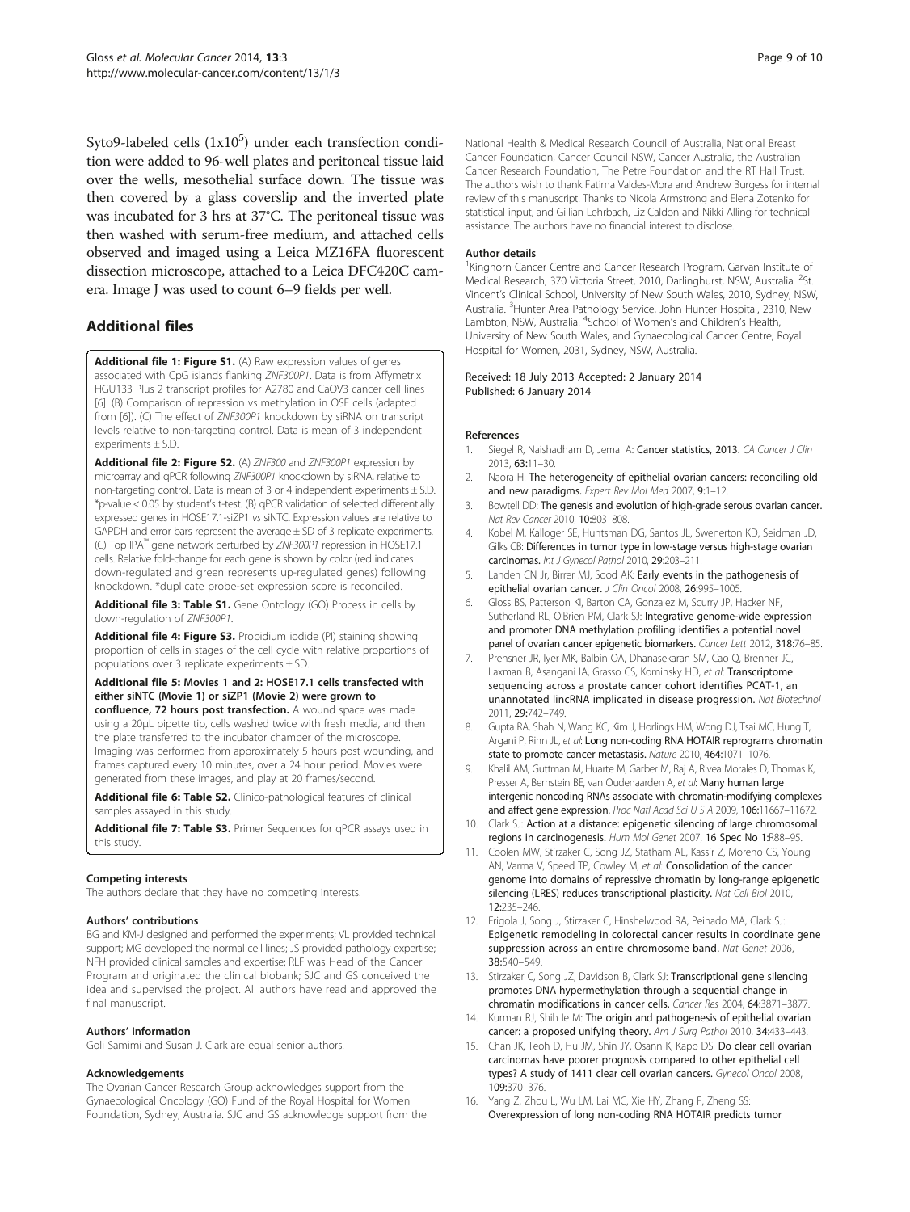Syto9-labeled cells ($1x10^5$) under each transfection condition were added to 96-well plates and peritoneal tissue laid over the wells, mesothelial surface down. The tissue was then covered by a glass coverslip and the inverted plate was incubated for 3 hrs at 37°C. The peritoneal tissue was then washed with serum-free medium, and attached cells observed and imaged using a Leica MZ16FA fluorescent dissection microscope, attached to a Leica DFC420C camera. Image J was used to count 6–9 fields per well.

## Additional files

**Additional file 1: Figure S1.** (A) Raw expression values of genes associated with CpG islands flanking *ZNF300P1*. Data is from Affymetrix HGU133 Plus 2 transcript profiles for A2780 and CaOV3 cancer cell lines [6]. (B) Comparison of repression vs methylation in OSE cells (adapted from [6]). (C) The effect of *ZNF300P1* knockdown by siRNA on transcript levels relative to non-targeting control. Data is mean of 3 independent experiments ± S.D.

**Additional file 2: Figure S2.** (A) *ZNF300* and *ZNF300P1* expression by microarray and qPCR following *ZNF300P1* knockdown by siRNA, relative to non-targeting control. Data is mean of 3 or 4 independent experiments ± S.D. *p-value < 0.05 by student's t-test. (B) qPCR validation of selected differentially expressed genes in HOSE17.1-siZP1 *vs* siNTC. Expression values are relative to GAPDH and error bars represent the average ± SD of 3 replicate experiments. (C) Top IPA™ gene network perturbed by *ZNF300P1* repression in HOSE17.1 cells. Relative fold-change for each gene is shown by color (red indicates down-regulated and green represents up-regulated genes) following knockdown. *duplicate probe-set expression score is reconciled.

**Additional file 3: Table S1.** Gene Ontology (GO) Process in cells by down-regulation of *ZNF300P1*.

**Additional file 4: Figure S3.** Propidium iodide (PI) staining showing proportion of cells in stages of the cell cycle with relative proportions of populations over 3 replicate experiments ± SD.

**Additional file 5: Movies 1 and 2: HOSE17.1 cells transfected with either siNTC (Movie 1) or siZP1 (Movie 2) were grown to confluence, 72 hours post transfection.** A wound space was made using a 20μL pipette tip, cells washed twice with fresh media, and then the plate transferred to the incubator chamber of the microscope. Imaging was performed from approximately 5 hours post wounding, and frames captured every 10 minutes, over a 24 hour period. Movies were generated from these images, and play at 20 frames/second.

**Additional file 6: Table S2.** Clinico-pathological features of clinical samples assayed in this study.

**Additional file 7: Table S3.** Primer Sequences for qPCR assays used in this study.

#### Competing interests

The authors declare that they have no competing interests.

#### Authors' contributions

BG and KM-J designed and performed the experiments; VL provided technical support; MG developed the normal cell lines; JS provided pathology expertise; NFH provided clinical samples and expertise; RLF was Head of the Cancer Program and originated the clinical biobank; SJC and GS conceived the idea and supervised the project. All authors have read and approved the final manuscript.

#### Authors' information

Goli Samimi and Susan J. Clark are equal senior authors.

#### Acknowledgements

The Ovarian Cancer Research Group acknowledges support from the Gynaecological Oncology (GO) Fund of the Royal Hospital for Women Foundation, Sydney, Australia. SJC and GS acknowledge support from the National Health & Medical Research Council of Australia, National Breast Cancer Foundation, Cancer Council NSW, Cancer Australia, the Australian Cancer Research Foundation, The Petre Foundation and the RT Hall Trust. The authors wish to thank Fatima Valdes-Mora and Andrew Burgess for internal review of this manuscript. Thanks to Nicola Armstrong and Elena Zotenko for statistical input, and Gillian Lehrbach, Liz Caldon and Nikki Alling for technical assistance. The authors have no financial interest to disclose.

#### Author details

[1]Kinghorn Cancer Centre and Cancer Research Program, Garvan Institute of Medical Research, 370 Victoria Street, 2010, Darlinghurst, NSW, Australia. [2]St. Vincent's Clinical School, University of New South Wales, 2010, Sydney, NSW, Australia. [3]Hunter Area Pathology Service, John Hunter Hospital, 2310, New Lambton, NSW, Australia. [4]School of Women's and Children's Health, University of New South Wales, and Gynaecological Cancer Centre, Royal Hospital for Women, 2031, Sydney, NSW, Australia.

Received: 18 July 2013 Accepted: 2 January 2014
Published: 6 January 2014

#### References

1. Siegel R, Naishadham D, Jemal A: **Cancer statistics, 2013.** *CA Cancer J Clin* 2013, **63:**11–30.
2. Naora H: **The heterogeneity of epithelial ovarian cancers: reconciling old and new paradigms.** *Expert Rev Mol Med* 2007, **9:**1–12.
3. Bowtell DD: **The genesis and evolution of high-grade serous ovarian cancer.** *Nat Rev Cancer* 2010, **10:**803–808.
4. Kobel M, Kalloger SE, Huntsman DG, Santos JL, Swenerton KD, Seidman JD, Gilks CB: **Differences in tumor type in low-stage versus high-stage ovarian carcinomas.** *Int J Gynecol Pathol* 2010, **29:**203–211.
5. Landen CN Jr, Birrer MJ, Sood AK: **Early events in the pathogenesis of epithelial ovarian cancer.** *J Clin Oncol* 2008, **26:**995–1005.
6. Gloss BS, Patterson KI, Barton CA, Gonzalez M, Scurry JP, Hacker NF, Sutherland RL, O'Brien PM, Clark SJ: **Integrative genome-wide expression and promoter DNA methylation profiling identifies a potential novel panel of ovarian cancer epigenetic biomarkers.** *Cancer Lett* 2012, **318:**76–85.
7. Prensner JR, Iyer MK, Balbin OA, Dhanasekaran SM, Cao Q, Brenner JC, Laxman B, Asangani IA, Grasso CS, Kominsky HD, *et al*: **Transcriptome sequencing across a prostate cancer cohort identifies PCAT-1, an unannotated lincRNA implicated in disease progression.** *Nat Biotechnol* 2011, **29:**742–749.
8. Gupta RA, Shah N, Wang KC, Kim J, Horlings HM, Wong DJ, Tsai MC, Hung T, Argani P, Rinn JL, *et al*: **Long non-coding RNA HOTAIR reprograms chromatin state to promote cancer metastasis.** *Nature* 2010, **464:**1071–1076.
9. Khalil AM, Guttman M, Huarte M, Garber M, Raj A, Rivea Morales D, Thomas K, Presser A, Bernstein BE, van Oudenaarden A, *et al*: **Many human large intergenic noncoding RNAs associate with chromatin-modifying complexes and affect gene expression.** *Proc Natl Acad Sci U S A* 2009, **106:**11667–11672.
10. Clark SJ: **Action at a distance: epigenetic silencing of large chromosomal regions in carcinogenesis.** *Hum Mol Genet* 2007, 16 Spec No 1:R88–95.
11. Coolen MW, Stirzaker C, Song JZ, Statham AL, Kassir Z, Moreno CS, Young AN, Varma V, Speed TP, Cowley M, *et al*: **Consolidation of the cancer genome into domains of repressive chromatin by long-range epigenetic silencing (LRES) reduces transcriptional plasticity.** *Nat Cell Biol* 2010, **12:**235–246.
12. Frigola J, Song J, Stirzaker C, Hinshelwood RA, Peinado MA, Clark SJ: **Epigenetic remodeling in colorectal cancer results in coordinate gene suppression across an entire chromosome band.** *Nat Genet* 2006, **38:**540–549.
13. Stirzaker C, Song JZ, Davidson B, Clark SJ: **Transcriptional gene silencing promotes DNA hypermethylation through a sequential change in chromatin modifications in cancer cells.** *Cancer Res* 2004, **64:**3871–3877.
14. Kurman RJ, Shih Ie M: **The origin and pathogenesis of epithelial ovarian cancer: a proposed unifying theory.** *Am J Surg Pathol* 2010, **34:**433–443.
15. Chan JK, Teoh D, Hu JM, Shin JY, Osann K, Kapp DS: **Do clear cell ovarian carcinomas have poorer prognosis compared to other epithelial cell types? A study of 1411 clear cell ovarian cancers.** *Gynecol Oncol* 2008, **109:**370–376.
16. Yang Z, Zhou L, Wu LM, Lai MC, Xie HY, Zhang F, Zheng SS: **Overexpression of long non-coding RNA HOTAIR predicts tumor**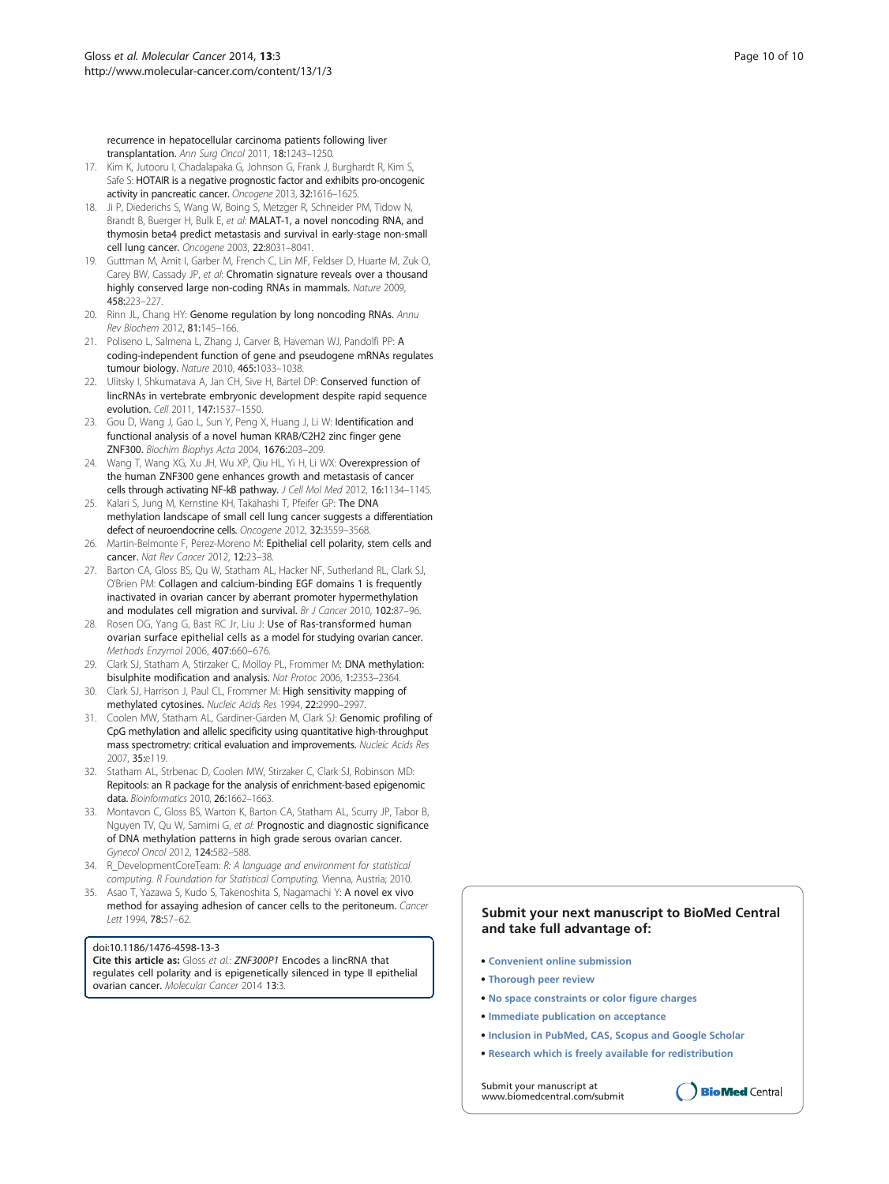recurrence in hepatocellular carcinoma patients following liver transplantation. *Ann Surg Oncol* 2011, **18**:1243–1250.

17. Kim K, Jutooru I, Chadalapaka G, Johnson G, Frank J, Burghardt R, Kim S, Safe S: **HOTAIR is a negative prognostic factor and exhibits pro-oncogenic activity in pancreatic cancer.** *Oncogene* 2013, **32**:1616–1625.
18. Ji P, Diederichs S, Wang W, Boing S, Metzger R, Schneider PM, Tidow N, Brandt B, Buerger H, Bulk E, *et al*: **MALAT-1, a novel noncoding RNA, and thymosin beta4 predict metastasis and survival in early-stage non-small cell lung cancer.** *Oncogene* 2003, **22**:8031–8041.
19. Guttman M, Amit I, Garber M, French C, Lin MF, Feldser D, Huarte M, Zuk O, Carey BW, Cassady JP, *et al*: **Chromatin signature reveals over a thousand highly conserved large non-coding RNAs in mammals.** *Nature* 2009, **458**:223–227.
20. Rinn JL, Chang HY: **Genome regulation by long noncoding RNAs.** *Annu Rev Biochem* 2012, **81**:145–166.
21. Poliseno L, Salmena L, Zhang J, Carver B, Haveman WJ, Pandolfi PP: **A coding-independent function of gene and pseudogene mRNAs regulates tumour biology.** *Nature* 2010, **465**:1033–1038.
22. Ulitsky I, Shkumatava A, Jan CH, Sive H, Bartel DP: **Conserved function of lincRNAs in vertebrate embryonic development despite rapid sequence evolution.** *Cell* 2011, **147**:1537–1550.
23. Gou D, Wang J, Gao L, Sun Y, Peng X, Huang J, Li W: **Identification and functional analysis of a novel human KRAB/C2H2 zinc finger gene ZNF300.** *Biochim Biophys Acta* 2004, **1676**:203–209.
24. Wang T, Wang XG, Xu JH, Wu XP, Qiu HL, Yi H, Li WX: **Overexpression of the human ZNF300 gene enhances growth and metastasis of cancer cells through activating NF-kB pathway.** *J Cell Mol Med* 2012, **16**:1134–1145.
25. Kalari S, Jung M, Kernstine KH, Takahashi T, Pfeifer GP: **The DNA methylation landscape of small cell lung cancer suggests a differentiation defect of neuroendocrine cells.** *Oncogene* 2012, **32**:3559–3568.
26. Martin-Belmonte F, Perez-Moreno M: **Epithelial cell polarity, stem cells and cancer.** *Nat Rev Cancer* 2012, **12**:23–38.
27. Barton CA, Gloss BS, Qu W, Statham AL, Hacker NF, Sutherland RL, Clark SJ, O'Brien PM: **Collagen and calcium-binding EGF domains 1 is frequently inactivated in ovarian cancer by aberrant promoter hypermethylation and modulates cell migration and survival.** *Br J Cancer* 2010, **102**:87–96.
28. Rosen DG, Yang G, Bast RC Jr, Liu J: **Use of Ras-transformed human ovarian surface epithelial cells as a model for studying ovarian cancer.** *Methods Enzymol* 2006, **407**:660–676.
29. Clark SJ, Statham A, Stirzaker C, Molloy PL, Frommer M: **DNA methylation: bisulphite modification and analysis.** *Nat Protoc* 2006, **1**:2353–2364.
30. Clark SJ, Harrison J, Paul CL, Frommer M: **High sensitivity mapping of methylated cytosines.** *Nucleic Acids Res* 1994, **22**:2990–2997.
31. Coolen MW, Statham AL, Gardiner-Garden M, Clark SJ: **Genomic profiling of CpG methylation and allelic specificity using quantitative high-throughput mass spectrometry: critical evaluation and improvements.** *Nucleic Acids Res* 2007, **35**:e119.
32. Statham AL, Strbenac D, Coolen MW, Stirzaker C, Clark SJ, Robinson MD: **Repitools: an R package for the analysis of enrichment-based epigenomic data.** *Bioinformatics* 2010, **26**:1662–1663.
33. Montavon C, Gloss BS, Warton K, Barton CA, Statham AL, Scurry JP, Tabor B, Nguyen TV, Qu W, Samimi G, *et al*: **Prognostic and diagnostic significance of DNA methylation patterns in high grade serous ovarian cancer.** *Gynecol Oncol* 2012, **124**:582–588.
34. R_DevelopmentCoreTeam: *R: A language and environment for statistical computing. R Foundation for Statistical Computing.* Vienna, Austria; 2010.
35. Asao T, Yazawa S, Kudo S, Takenoshita S, Nagamachi Y: **A novel ex vivo method for assaying adhesion of cancer cells to the peritoneum.** *Cancer Lett* 1994, **78**:57–62.

doi:10.1186/1476-4598-13-3
**Cite this article as:** Gloss *et al.*: *ZNF300P1* Encodes a lincRNA that regulates cell polarity and is epigenetically silenced in type II epithelial ovarian cancer. *Molecular Cancer* 2014 **13**:3.

**Submit your next manuscript to BioMed Central and take full advantage of:**

- **Convenient online submission**
- **Thorough peer review**
- **No space constraints or color figure charges**
- **Immediate publication on acceptance**
- **Inclusion in PubMed, CAS, Scopus and Google Scholar**
- **Research which is freely available for redistribution**

Submit your manuscript at
www.biomedcentral.com/submit

BioMed Central